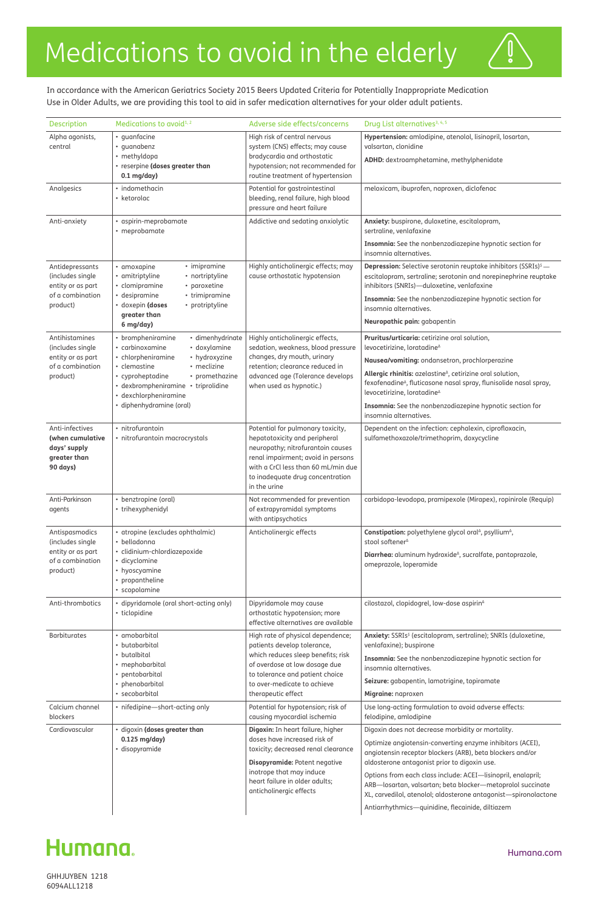# Medications to avoid in the elderly

In accordance with the American Geriatrics Society 2015 Beers Updated Criteria for Potentially Inappropriate Medication Use in Older Adults, we are providing this tool to aid in safer medication alternatives for your older adult patients.

| Description | Medications to avoid[1, 2] | Adverse side effects/concerns | Drug List alternatives[3, 4, 5] |
|---|---|---|---|
| Alpha agonists, central | • guanfacine<br>• guanabenz<br>• methyldopa<br>• reserpine **(doses greater than 0.1 mg/day)** | High risk of central nervous system (CNS) effects; may cause bradycardia and orthostatic hypotension; not recommended for routine treatment of hypertension | **Hypertension:** amlodipine, atenolol, lisinopril, losartan, valsartan, clonidine<br>**ADHD:** dextroamphetamine, methylphenidate |
| Analgesics | • indomethacin<br>• ketorolac | Potential for gastrointestinal bleeding, renal failure, high blood pressure and heart failure | meloxicam, ibuprofen, naproxen, diclofenac |
| Anti-anxiety | • aspirin-meprobamate<br>• meprobamate | Addictive and sedating anxiolytic | **Anxiety:** buspirone, duloxetine, escitalopram, sertraline, venlafaxine<br>**Insomnia:** See the nonbenzodiazepine hypnotic section for insomnia alternatives. |
| Antidepressants (includes single entity or as part of a combination product) | • amoxapine<br>• amitriptyline<br>• clomipramine<br>• desipramine<br>• doxepin **(doses greater than 6 mg/day)**<br>• imipramine<br>• nortriptyline<br>• paroxetine<br>• trimipramine<br>• protriptyline | Highly anticholinergic effects; may cause orthostatic hypotension | **Depression:** Selective serotonin reuptake inhibitors (SSRIs)[$] — escitalopram, sertraline; serotonin and norepinephrine reuptake inhibitors (SNRIs)—duloxetine, venlafaxine<br>**Insomnia:** See the nonbenzodiazepine hypnotic section for insomnia alternatives.<br>**Neuropathic pain:** gabapentin |
| Antihistamines (includes single entity or as part of a combination product) | • brompheniramine<br>• carbinoxamine<br>• chlorpheniramine<br>• clemastine<br>• cyproheptadine<br>• dexbrompheniramine<br>• dexchlorpheniramine<br>• diphenhydramine (oral)<br>• dimenhydrinate<br>• doxylamine<br>• hydroxyzine<br>• meclizine<br>• promethazine<br>• triprolidine | Highly anticholinergic effects, sedation, weakness, blood pressure changes, dry mouth, urinary retention; clearance reduced in advanced age (Tolerance develops when used as hypnotic.) | **Pruritus/urticaria:** cetirizine oral solution, levocetirizine, loratadine[Δ]<br>**Nausea/vomiting:** ondansetron, prochlorperazine<br>**Allergic rhinitis:** azelastine[Δ], cetirizine oral solution, fexofenadine[Δ], fluticasone nasal spray, flunisolide nasal spray, levocetirizine, loratadine[Δ]<br>**Insomnia:** See the nonbenzodiazepine hypnotic section for insomnia alternatives. |
| Anti-infectives **(when cumulative days' supply greater than 90 days)** | • nitrofurantoin<br>• nitrofurantoin macrocrystals | Potential for pulmonary toxicity, hepatotoxicity and peripheral neuropathy; nitrofurantoin causes renal impairment; avoid in persons with a CrCl less than 60 mL/min due to inadequate drug concentration in the urine | Dependent on the infection: cephalexin, ciprofloxacin, sulfamethoxazole/trimethoprim, doxycycline |
| Anti-Parkinson agents | • benztropine (oral)<br>• trihexyphenidyl | Not recommended for prevention of extrapyramidal symptoms with antipsychotics | carbidopa-levodopa, pramipexole (Mirapex), ropinirole (Requip) |
| Antispasmodics (includes single entity or as part of a combination product) | • atropine (excludes ophthalmic)<br>• belladonna<br>• clidinium-chlordiazepoxide<br>• dicyclomine<br>• hyoscyamine<br>• propantheline<br>• scopolamine | Anticholinergic effects | **Constipation:** polyethylene glycol oral[Δ], psyllium[Δ], stool softener[Δ]<br>**Diarrhea:** aluminum hydroxide[Δ], sucralfate, pantoprazole, omeprazole, loperamide |
| Anti-thrombotics | • dipyridamole (oral short-acting only)<br>• ticlopidine | Dipyridamole may cause orthostatic hypotension; more effective alternatives are available | cilostazol, clopidogrel, low-dose aspirin[Δ] |
| Barbiturates | • amobarbital<br>• butabarbital<br>• butalbital<br>• mephobarbital<br>• pentobarbital<br>• phenobarbital<br>• secobarbital | High rate of physical dependence; patients develop tolerance, which reduces sleep benefits; risk of overdose at low dosage due to tolerance and patient choice to over-medicate to achieve therapeutic effect | **Anxiety:** SSRIs[$] (escitalopram, sertraline); SNRIs (duloxetine, venlafaxine); buspirone<br>**Insomnia:** See the nonbenzodiazepine hypnotic section for insomnia alternatives.<br>**Seizure:** gabapentin, lamotrigine, topiramate<br>**Migraine:** naproxen |
| Calcium channel blockers | • nifedipine—short-acting only | Potential for hypotension; risk of causing myocardial ischemia | Use long-acting formulation to avoid adverse effects: felodipine, amlodipine |
| Cardiovascular | • digoxin **(doses greater than 0.125 mg/day)**<br>• disopyramide | **Digoxin:** In heart failure, higher doses have increased risk of toxicity; decreased renal clearance<br>**Disopyramide:** Potent negative inotrope that may induce heart failure in older adults; anticholinergic effects | Digoxin does not decrease morbidity or mortality.<br>Optimize angiotensin-converting enzyme inhibitors (ACEI), angiotensin receptor blockers (ARB), beta blockers and/or aldosterone antagonist prior to digoxin use.<br>Options from each class include: ACEI—lisinopril, enalapril; ARB—losartan, valsartan; beta blocker—metoprolol succinate XL, carvedilol, atenolol; aldosterone antagonist—spironolactone<br>Antiarrhythmics—quinidine, flecainide, diltiazem |

Humana.

Humana.com

GHHJUYBEN 1218
6094ALL1218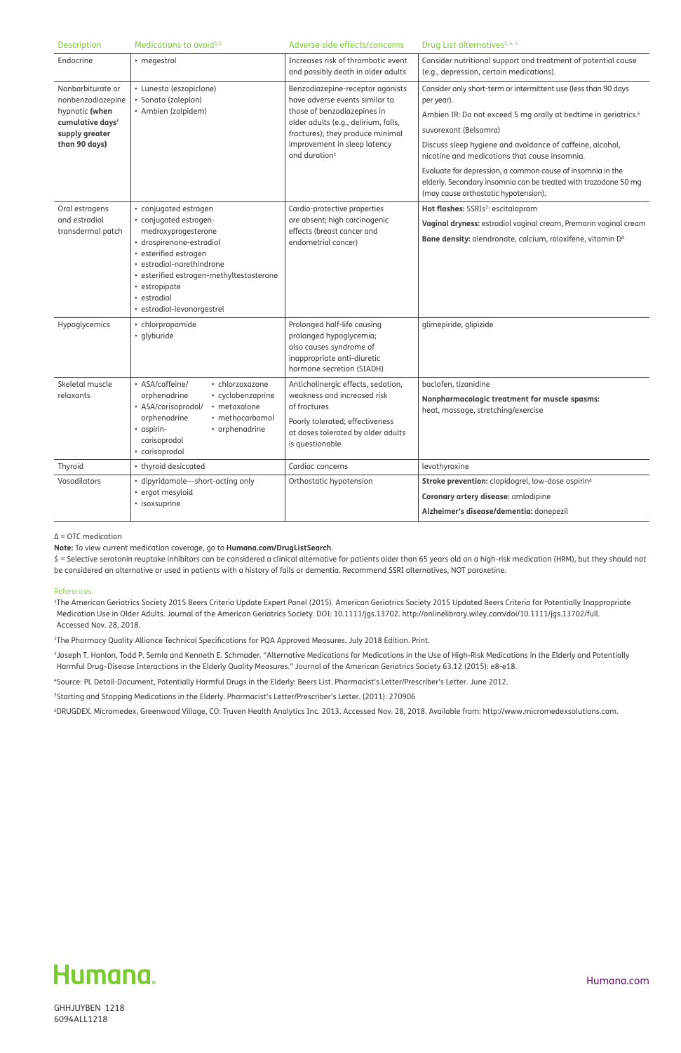| Description | Medications to avoid[1,2] | Adverse side effects/concerns | Drug List alternatives[3, 4, 5] |
|---|---|---|---|
| Endocrine | • megestrol | Increases risk of thrombotic event and possibly death in older adults | Consider nutritional support and treatment of potential cause (e.g., depression, certain medications). |
| Nonbarbiturate or nonbenzodiazepine hypnotic **(when cumulative days' supply greater than 90 days)** | • Lunesta (eszopiclone)<br>• Sonata (zaleplon)<br>• Ambien (zolpidem) | Benzodiazepine-receptor agonists have adverse events similar to those of benzodiazepines in older adults (e.g., delirium, falls, fractures); they produce minimal improvement in sleep latency and duration[1] | Consider only short-term or intermittent use (less than 90 days per year).<br>Ambien IR: Do not exceed 5 mg orally at bedtime in geriatrics.[6]<br>suvorexant (Belsomra)<br>Discuss sleep hygiene and avoidance of caffeine, alcohol, nicotine and medications that cause insomnia.<br>Evaluate for depression, a common cause of insomnia in the elderly. Secondary insomnia can be treated with trazodone 50 mg (may cause orthostatic hypotension). |
| Oral estrogens and estradiol transdermal patch | • conjugated estrogen<br>• conjugated estrogen-medroxyprogesterone<br>• drospirenone-estradiol<br>• esterified estrogen<br>• estradiol-norethindrone<br>• esterified estrogen-methyltestosterone<br>• estropipate<br>• estradiol<br>• estradiol-levonorgestrel | Cardio-protective properties are absent; high carcinogenic effects (breast cancer and endometrial cancer) | **Hot flashes:** SSRIs[$]: escitalopram<br>**Vaginal dryness:** estradiol vaginal cream, Premarin vaginal cream<br>**Bone density:** alendronate, calcium, raloxifene, vitamin D[Δ] |
| Hypoglycemics | • chlorpropamide<br>• glyburide | Prolonged half-life causing prolonged hypoglycemia; also causes syndrome of inappropriate anti-diuretic hormone secretion (SIADH) | glimepiride, glipizide |
| Skeletal muscle relaxants | • ASA/caffeine/orphenadrine<br>• ASA/carisoprodol/orphenadrine<br>• aspirin-carisoprodol<br>• carisoprodol<br>• chlorzoxazone<br>• cyclobenzaprine<br>• metaxalone<br>• methocarbamol<br>• orphenadrine | Anticholinergic effects, sedation, weakness and increased risk of fractures<br>Poorly tolerated; effectiveness at doses tolerated by older adults is questionable | baclofen, tizanidine<br>**Nonpharmacologic treatment for muscle spasms:** heat, massage, stretching/exercise |
| Thyroid | • thyroid desiccated | Cardiac concerns | levothyroxine |
| Vasodilators | • dipyridamole—short-acting only<br>• ergot mesyloid<br>• isoxsuprine | Orthostatic hypotension | **Stroke prevention:** clopidogrel, low-dose aspirin[Δ]<br>**Coronary artery disease:** amlodipine<br>**Alzheimer's disease/dementia:** donepezil |

Δ = OTC medication

**Note:** To view current medication coverage, go to **Humana.com/DrugListSearch**.

$ = Selective serotonin reuptake inhibitors can be considered a clinical alternative for patients older than 65 years old on a high-risk medication (HRM), but they should not be considered an alternative or used in patients with a history of falls or dementia. Recommend SSRI alternatives, NOT paroxetine.

References:

[1]The American Geriatrics Society 2015 Beers Criteria Update Expert Panel (2015). American Geriatrics Society 2015 Updated Beers Criteria for Potentially Inappropriate Medication Use in Older Adults. Journal of the American Geriatrics Society. DOI: 10.1111/jgs.13702. http://onlinelibrary.wiley.com/doi/10.1111/jgs.13702/full. Accessed Nov. 28, 2018.

[2]The Pharmacy Quality Alliance Technical Specifications for PQA Approved Measures. July 2018 Edition. Print.

[3]Joseph T. Hanlon, Todd P. Semla and Kenneth E. Schmader. "Alternative Medications for Medications in the Use of High-Risk Medications in the Elderly and Potentially Harmful Drug–Disease Interactions in the Elderly Quality Measures." Journal of the American Geriatrics Society 63.12 (2015): e8-e18.

[4]Source: PL Detail-Document, Potentially Harmful Drugs in the Elderly: Beers List. Pharmacist's Letter/Prescriber's Letter. June 2012.

[5]Starting and Stopping Medications in the Elderly. Pharmacist's Letter/Prescriber's Letter. (2011): 270906

[6]DRUGDEX. Micromedex, Greenwood Village, CO: Truven Health Analytics Inc. 2013. Accessed Nov. 28, 2018. Available from: http://www.micromedexsolutions.com.

Humana.

Humana.com

GHHJUYBEN 1218
6094ALL1218